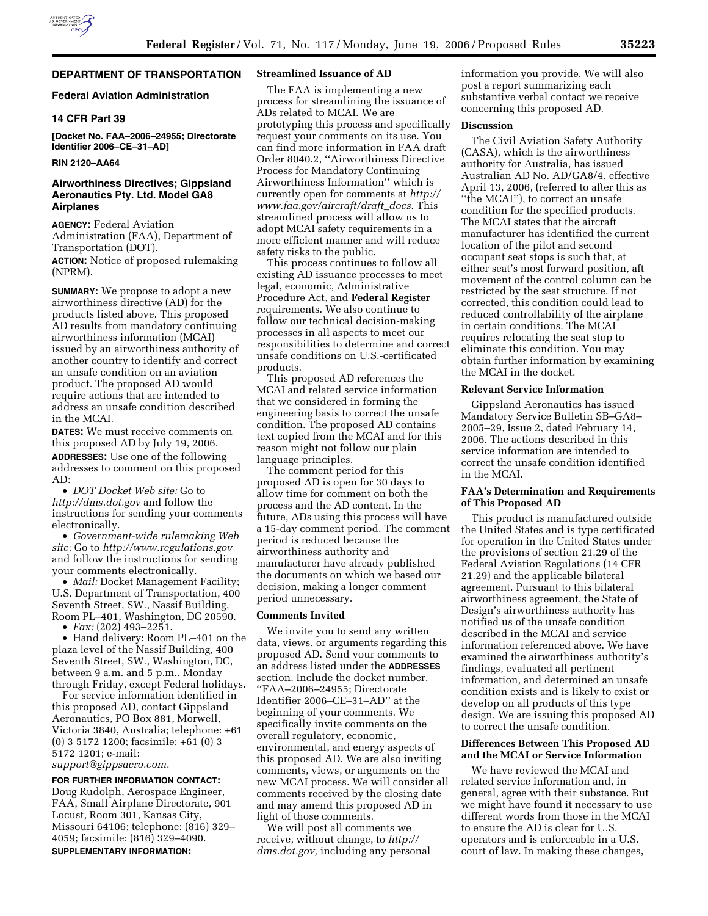## DEPARTMENT OF TRANSPORTATION

### Federal Aviation Administration

### 14 CFR Part 39

**[Docket No. FAA–2006–24955; Directorate Identifier 2006–CE–31–AD]**

**RIN 2120–AA64**

## Airworthiness Directives; Gippsland Aeronautics Pty. Ltd. Model GA8 Airplanes

**AGENCY:** Federal Aviation Administration (FAA), Department of Transportation (DOT).

**ACTION:** Notice of proposed rulemaking (NPRM).

**SUMMARY:** We propose to adopt a new airworthiness directive (AD) for the products listed above. This proposed AD results from mandatory continuing airworthiness information (MCAI) issued by an airworthiness authority of another country to identify and correct an unsafe condition on an aviation product. The proposed AD would require actions that are intended to address an unsafe condition described in the MCAI.

**DATES:** We must receive comments on this proposed AD by July 19, 2006.

**ADDRESSES:** Use one of the following addresses to comment on this proposed AD:

- *DOT Docket Web site:* Go to *http://dms.dot.gov* and follow the instructions for sending your comments electronically.
- *Government-wide rulemaking Web site:* Go to *http://www.regulations.gov* and follow the instructions for sending your comments electronically.
- *Mail:* Docket Management Facility; U.S. Department of Transportation, 400 Seventh Street, SW., Nassif Building, Room PL–401, Washington, DC 20590.
- *Fax:* (202) 493–2251.
- Hand delivery: Room PL–401 on the plaza level of the Nassif Building, 400 Seventh Street, SW., Washington, DC, between 9 a.m. and 5 p.m., Monday through Friday, except Federal holidays.

For service information identified in this proposed AD, contact Gippsland Aeronautics, PO Box 881, Morwell, Victoria 3840, Australia; telephone: +61 (0) 3 5172 1200; facsimile: +61 (0) 3 5172 1201; e-mail: *support@gippsaero.com.*

**FOR FURTHER INFORMATION CONTACT:** Doug Rudolph, Aerospace Engineer, FAA, Small Airplane Directorate, 901 Locust, Room 301, Kansas City, Missouri 64106; telephone: (816) 329–4059; facsimile: (816) 329–4090.

**SUPPLEMENTARY INFORMATION:**

### Streamlined Issuance of AD

The FAA is implementing a new process for streamlining the issuance of ADs related to MCAI. We are prototyping this process and specifically request your comments on its use. You can find more information in FAA draft Order 8040.2, ''Airworthiness Directive Process for Mandatory Continuing Airworthiness Information'' which is currently open for comments at *http://www.faa.gov/aircraft/draft_docs.* This streamlined process will allow us to adopt MCAI safety requirements in a more efficient manner and will reduce safety risks to the public.

This process continues to follow all existing AD issuance processes to meet legal, economic, Administrative Procedure Act, and **Federal Register** requirements. We also continue to follow our technical decision-making processes in all aspects to meet our responsibilities to determine and correct unsafe conditions on U.S.-certificated products.

This proposed AD references the MCAI and related service information that we considered in forming the engineering basis to correct the unsafe condition. The proposed AD contains text copied from the MCAI and for this reason might not follow our plain language principles.

The comment period for this proposed AD is open for 30 days to allow time for comment on both the process and the AD content. In the future, ADs using this process will have a 15-day comment period. The comment period is reduced because the airworthiness authority and manufacturer have already published the documents on which we based our decision, making a longer comment period unnecessary.

### Comments Invited

We invite you to send any written data, views, or arguments regarding this proposed AD. Send your comments to an address listed under the **ADDRESSES** section. Include the docket number, ''FAA–2006–24955; Directorate Identifier 2006–CE–31–AD'' at the beginning of your comments. We specifically invite comments on the overall regulatory, economic, environmental, and energy aspects of this proposed AD. We are also inviting comments, views, or arguments on the new MCAI process. We will consider all comments received by the closing date and may amend this proposed AD in light of those comments.

We will post all comments we receive, without change, to *http://dms.dot.gov,* including any personal information you provide. We will also post a report summarizing each substantive verbal contact we receive concerning this proposed AD.

### Discussion

The Civil Aviation Safety Authority (CASA), which is the airworthiness authority for Australia, has issued Australian AD No. AD/GA8/4, effective April 13, 2006, (referred to after this as ''the MCAI''), to correct an unsafe condition for the specified products. The MCAI states that the aircraft manufacturer has identified the current location of the pilot and second occupant seat stops is such that, at either seat's most forward position, aft movement of the control column can be restricted by the seat structure. If not corrected, this condition could lead to reduced controllability of the airplane in certain conditions. The MCAI requires relocating the seat stop to eliminate this condition. You may obtain further information by examining the MCAI in the docket.

### Relevant Service Information

Gippsland Aeronautics has issued Mandatory Service Bulletin SB–GA8–2005–29, Issue 2, dated February 14, 2006. The actions described in this service information are intended to correct the unsafe condition identified in the MCAI.

### FAA's Determination and Requirements of This Proposed AD

This product is manufactured outside the United States and is type certificated for operation in the United States under the provisions of section 21.29 of the Federal Aviation Regulations (14 CFR 21.29) and the applicable bilateral agreement. Pursuant to this bilateral airworthiness agreement, the State of Design's airworthiness authority has notified us of the unsafe condition described in the MCAI and service information referenced above. We have examined the airworthiness authority's findings, evaluated all pertinent information, and determined an unsafe condition exists and is likely to exist or develop on all products of this type design. We are issuing this proposed AD to correct the unsafe condition.

### Differences Between This Proposed AD and the MCAI or Service Information

We have reviewed the MCAI and related service information and, in general, agree with their substance. But we might have found it necessary to use different words from those in the MCAI to ensure the AD is clear for U.S. operators and is enforceable in a U.S. court of law. In making these changes,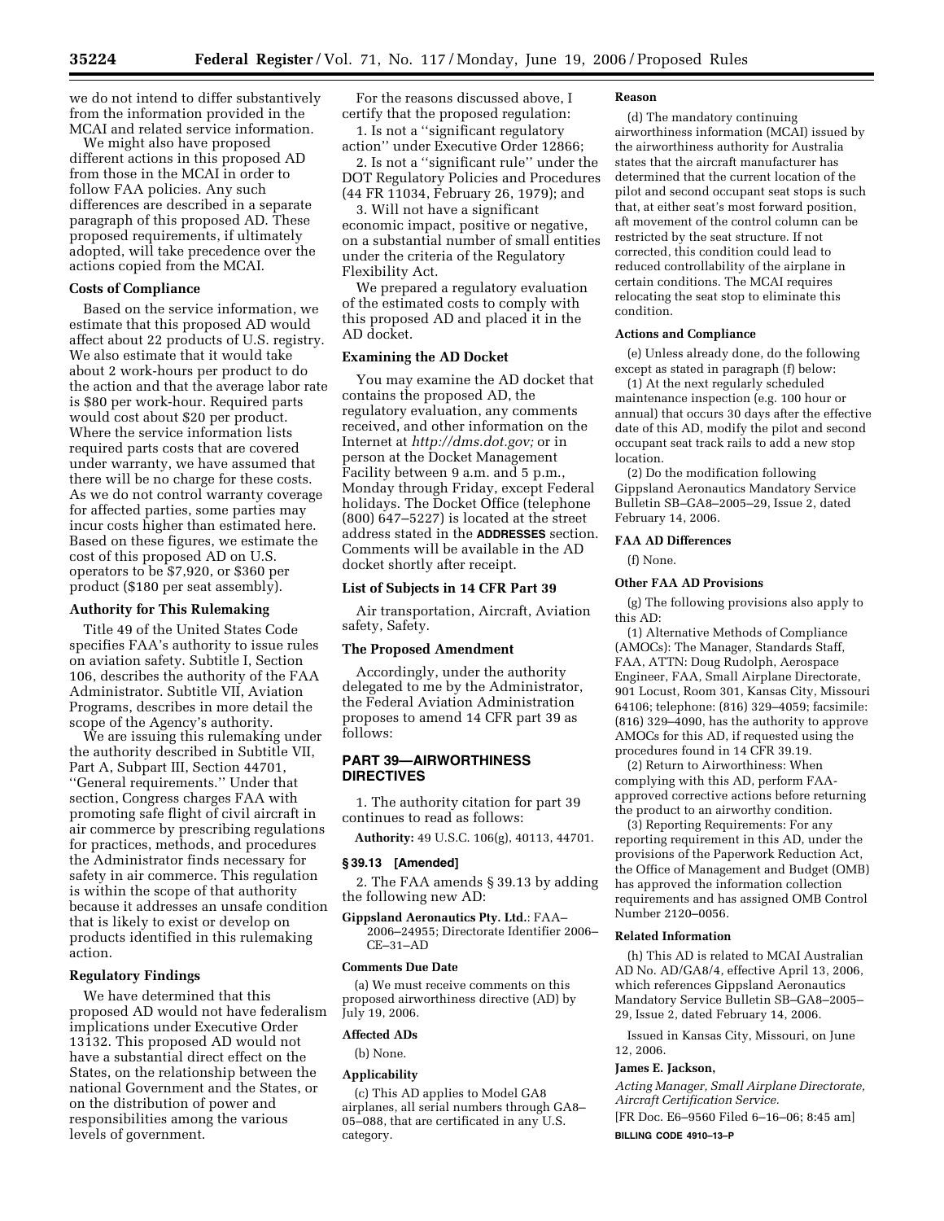we do not intend to differ substantively from the information provided in the MCAI and related service information.

We might also have proposed different actions in this proposed AD from those in the MCAI in order to follow FAA policies. Any such differences are described in a separate paragraph of this proposed AD. These proposed requirements, if ultimately adopted, will take precedence over the actions copied from the MCAI.

**Costs of Compliance**

Based on the service information, we estimate that this proposed AD would affect about 22 products of U.S. registry. We also estimate that it would take about 2 work-hours per product to do the action and that the average labor rate is $80 per work-hour. Required parts would cost about $20 per product. Where the service information lists required parts costs that are covered under warranty, we have assumed that there will be no charge for these costs. As we do not control warranty coverage for affected parties, some parties may incur costs higher than estimated here. Based on these figures, we estimate the cost of this proposed AD on U.S. operators to be $7,920, or $360 per product ($180 per seat assembly).

**Authority for This Rulemaking**

Title 49 of the United States Code specifies FAA's authority to issue rules on aviation safety. Subtitle I, Section 106, describes the authority of the FAA Administrator. Subtitle VII, Aviation Programs, describes in more detail the scope of the Agency's authority.

We are issuing this rulemaking under the authority described in Subtitle VII, Part A, Subpart III, Section 44701, ''General requirements.'' Under that section, Congress charges FAA with promoting safe flight of civil aircraft in air commerce by prescribing regulations for practices, methods, and procedures the Administrator finds necessary for safety in air commerce. This regulation is within the scope of that authority because it addresses an unsafe condition that is likely to exist or develop on products identified in this rulemaking action.

**Regulatory Findings**

We have determined that this proposed AD would not have federalism implications under Executive Order 13132. This proposed AD would not have a substantial direct effect on the States, on the relationship between the national Government and the States, or on the distribution of power and responsibilities among the various levels of government.

For the reasons discussed above, I certify that the proposed regulation:

1. Is not a ''significant regulatory action'' under Executive Order 12866;
2. Is not a ''significant rule'' under the DOT Regulatory Policies and Procedures (44 FR 11034, February 26, 1979); and
3. Will not have a significant economic impact, positive or negative, on a substantial number of small entities under the criteria of the Regulatory Flexibility Act.

We prepared a regulatory evaluation of the estimated costs to comply with this proposed AD and placed it in the AD docket.

**Examining the AD Docket**

You may examine the AD docket that contains the proposed AD, the regulatory evaluation, any comments received, and other information on the Internet at *http://dms.dot.gov;* or in person at the Docket Management Facility between 9 a.m. and 5 p.m., Monday through Friday, except Federal holidays. The Docket Office (telephone (800) 647–5227) is located at the street address stated in the **ADDRESSES** section. Comments will be available in the AD docket shortly after receipt.

**List of Subjects in 14 CFR Part 39**

Air transportation, Aircraft, Aviation safety, Safety.

**The Proposed Amendment**

Accordingly, under the authority delegated to me by the Administrator, the Federal Aviation Administration proposes to amend 14 CFR part 39 as follows:

## PART 39—AIRWORTHINESS DIRECTIVES

1. The authority citation for part 39 continues to read as follows:

**Authority:** 49 U.S.C. 106(g), 40113, 44701.

**§ 39.13 [Amended]**

2. The FAA amends § 39.13 by adding the following new AD:

**Gippsland Aeronautics Pty. Ltd.**: FAA–2006–24955; Directorate Identifier 2006–CE–31–AD

**Comments Due Date**

(a) We must receive comments on this proposed airworthiness directive (AD) by July 19, 2006.

**Affected ADs**

(b) None.

**Applicability**

(c) This AD applies to Model GA8 airplanes, all serial numbers through GA8–05–088, that are certificated in any U.S. category.

**Reason**

(d) The mandatory continuing airworthiness information (MCAI) issued by the airworthiness authority for Australia states that the aircraft manufacturer has determined that the current location of the pilot and second occupant seat stops is such that, at either seat's most forward position, aft movement of the control column can be restricted by the seat structure. If not corrected, this condition could lead to reduced controllability of the airplane in certain conditions. The MCAI requires relocating the seat stop to eliminate this condition.

**Actions and Compliance**

(e) Unless already done, do the following except as stated in paragraph (f) below:

(1) At the next regularly scheduled maintenance inspection (e.g. 100 hour or annual) that occurs 30 days after the effective date of this AD, modify the pilot and second occupant seat track rails to add a new stop location.

(2) Do the modification following Gippsland Aeronautics Mandatory Service Bulletin SB–GA8–2005–29, Issue 2, dated February 14, 2006.

**FAA AD Differences**

(f) None.

**Other FAA AD Provisions**

(g) The following provisions also apply to this AD:

(1) Alternative Methods of Compliance (AMOCs): The Manager, Standards Staff, FAA, ATTN: Doug Rudolph, Aerospace Engineer, FAA, Small Airplane Directorate, 901 Locust, Room 301, Kansas City, Missouri 64106; telephone: (816) 329–4059; facsimile: (816) 329–4090, has the authority to approve AMOCs for this AD, if requested using the procedures found in 14 CFR 39.19.

(2) Return to Airworthiness: When complying with this AD, perform FAA-approved corrective actions before returning the product to an airworthy condition.

(3) Reporting Requirements: For any reporting requirement in this AD, under the provisions of the Paperwork Reduction Act, the Office of Management and Budget (OMB) has approved the information collection requirements and has assigned OMB Control Number 2120–0056.

**Related Information**

(h) This AD is related to MCAI Australian AD No. AD/GA8/4, effective April 13, 2006, which references Gippsland Aeronautics Mandatory Service Bulletin SB–GA8–2005–29, Issue 2, dated February 14, 2006.

Issued in Kansas City, Missouri, on June 12, 2006.

**James E. Jackson,**

*Acting Manager, Small Airplane Directorate, Aircraft Certification Service.*

[FR Doc. E6–9560 Filed 6–16–06; 8:45 am]

**BILLING CODE 4910–13–P**